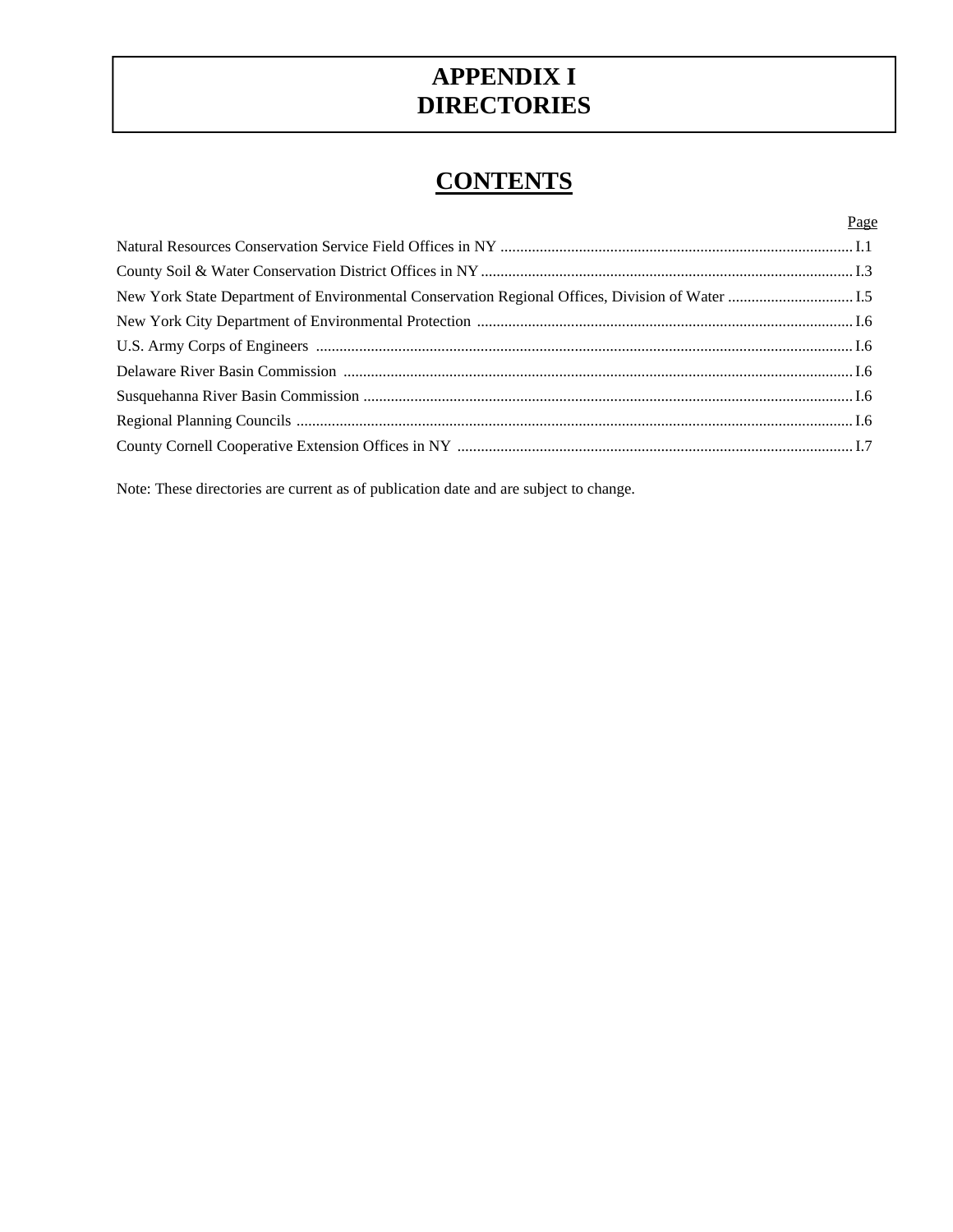# APPENDIX I
# DIRECTORIES

## CONTENTS

| | Page |
|---|---|
| Natural Resources Conservation Service Field Offices in NY | I.1 |
| County Soil & Water Conservation District Offices in NY | I.3 |
| New York State Department of Environmental Conservation Regional Offices, Division of Water | I.5 |
| New York City Department of Environmental Protection | I.6 |
| U.S. Army Corps of Engineers | I.6 |
| Delaware River Basin Commission | I.6 |
| Susquehanna River Basin Commission | I.6 |
| Regional Planning Councils | I.6 |
| County Cornell Cooperative Extension Offices in NY | I.7 |

Note: These directories are current as of publication date and are subject to change.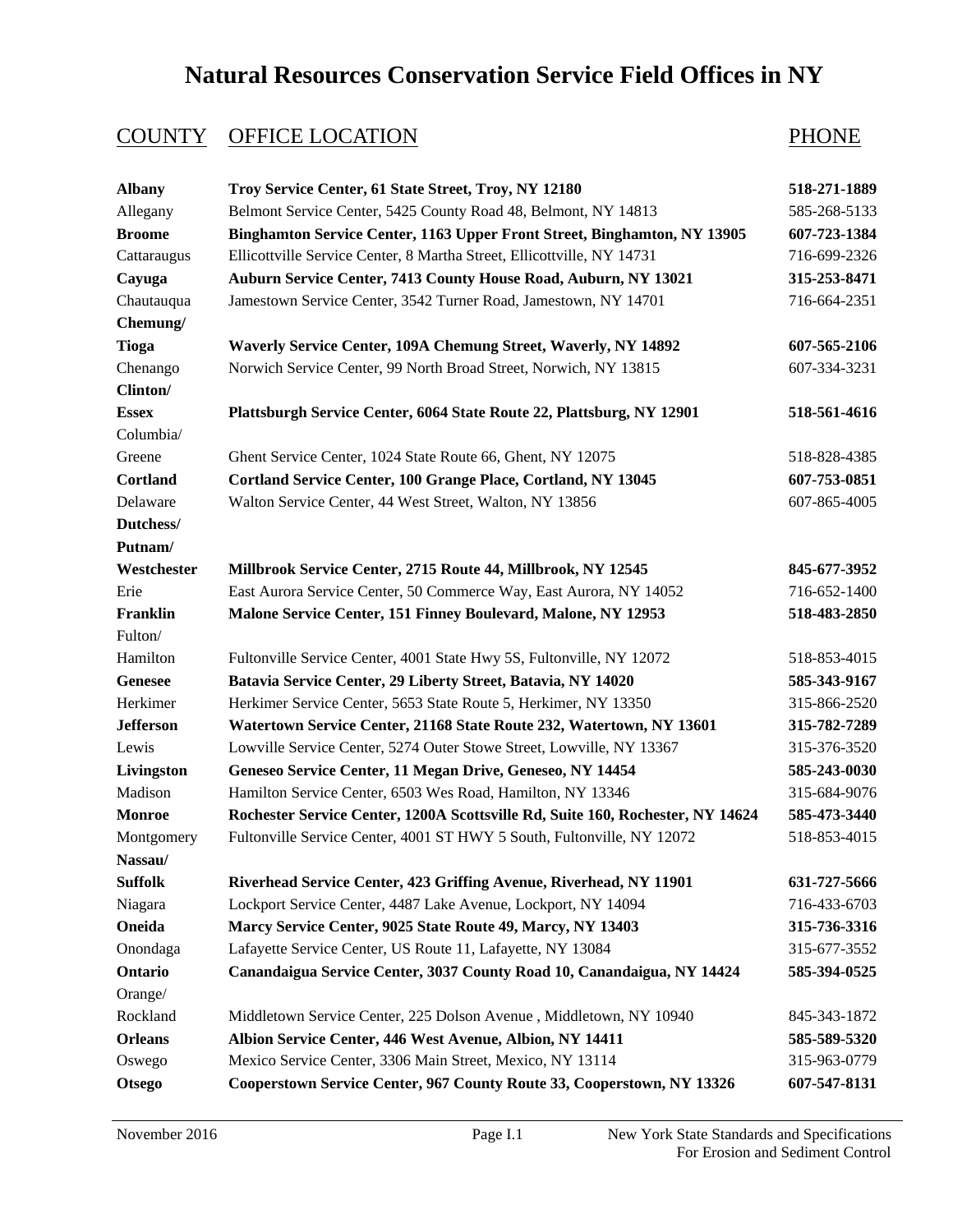# Natural Resources Conservation Service Field Offices in NY

| COUNTY | OFFICE LOCATION | PHONE |
|---|---|---|
| **Albany** | **Troy Service Center, 61 State Street, Troy, NY 12180** | **518-271-1889** |
| Allegany | Belmont Service Center, 5425 County Road 48, Belmont, NY 14813 | 585-268-5133 |
| **Broome** | **Binghamton Service Center, 1163 Upper Front Street, Binghamton, NY 13905** | **607-723-1384** |
| Cattaraugus | Ellicottville Service Center, 8 Martha Street, Ellicottville, NY 14731 | 716-699-2326 |
| **Cayuga** | **Auburn Service Center, 7413 County House Road, Auburn, NY 13021** | **315-253-8471** |
| Chautauqua | Jamestown Service Center, 3542 Turner Road, Jamestown, NY 14701 | 716-664-2351 |
| **Chemung/ Tioga** | **Waverly Service Center, 109A Chemung Street, Waverly, NY 14892** | **607-565-2106** |
| Chenango | Norwich Service Center, 99 North Broad Street, Norwich, NY 13815 | 607-334-3231 |
| **Clinton/ Essex** | **Plattsburgh Service Center, 6064 State Route 22, Plattsburg, NY 12901** | **518-561-4616** |
| Columbia/ Greene | Ghent Service Center, 1024 State Route 66, Ghent, NY 12075 | 518-828-4385 |
| **Cortland** | **Cortland Service Center, 100 Grange Place, Cortland, NY 13045** | **607-753-0851** |
| Delaware | Walton Service Center, 44 West Street, Walton, NY 13856 | 607-865-4005 |
| **Dutchess/ Putnam/ Westchester** | **Millbrook Service Center, 2715 Route 44, Millbrook, NY 12545** | **845-677-3952** |
| Erie | East Aurora Service Center, 50 Commerce Way, East Aurora, NY 14052 | 716-652-1400 |
| **Franklin** | **Malone Service Center, 151 Finney Boulevard, Malone, NY 12953** | **518-483-2850** |
| Fulton/ Hamilton | Fultonville Service Center, 4001 State Hwy 5S, Fultonville, NY 12072 | 518-853-4015 |
| **Genesee** | **Batavia Service Center, 29 Liberty Street, Batavia, NY 14020** | **585-343-9167** |
| Herkimer | Herkimer Service Center, 5653 State Route 5, Herkimer, NY 13350 | 315-866-2520 |
| **Jefferson** | **Watertown Service Center, 21168 State Route 232, Watertown, NY 13601** | **315-782-7289** |
| Lewis | Lowville Service Center, 5274 Outer Stowe Street, Lowville, NY 13367 | 315-376-3520 |
| **Livingston** | **Geneseo Service Center, 11 Megan Drive, Geneseo, NY 14454** | **585-243-0030** |
| Madison | Hamilton Service Center, 6503 Wes Road, Hamilton, NY 13346 | 315-684-9076 |
| **Monroe** | **Rochester Service Center, 1200A Scottsville Rd, Suite 160, Rochester, NY 14624** | **585-473-3440** |
| Montgomery | Fultonville Service Center, 4001 ST HWY 5 South, Fultonville, NY 12072 | 518-853-4015 |
| **Nassau/ Suffolk** | **Riverhead Service Center, 423 Griffing Avenue, Riverhead, NY 11901** | **631-727-5666** |
| Niagara | Lockport Service Center, 4487 Lake Avenue, Lockport, NY 14094 | 716-433-6703 |
| **Oneida** | **Marcy Service Center, 9025 State Route 49, Marcy, NY 13403** | **315-736-3316** |
| Onondaga | Lafayette Service Center, US Route 11, Lafayette, NY 13084 | 315-677-3552 |
| **Ontario** | **Canandaigua Service Center, 3037 County Road 10, Canandaigua, NY 14424** | **585-394-0525** |
| Orange/ Rockland | Middletown Service Center, 225 Dolson Avenue , Middletown, NY 10940 | 845-343-1872 |
| **Orleans** | **Albion Service Center, 446 West Avenue, Albion, NY 14411** | **585-589-5320** |
| Oswego | Mexico Service Center, 3306 Main Street, Mexico, NY 13114 | 315-963-0779 |
| **Otsego** | **Cooperstown Service Center, 967 County Route 33, Cooperstown, NY 13326** | **607-547-8131** |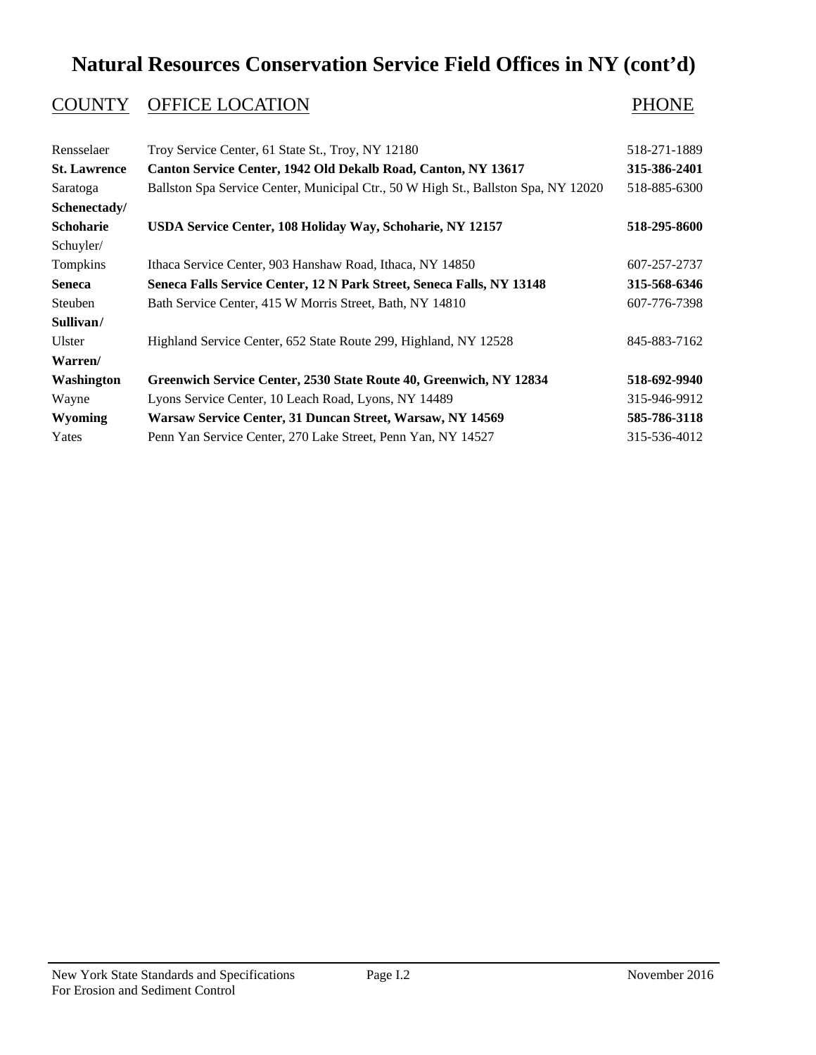# Natural Resources Conservation Service Field Offices in NY (cont'd)

| COUNTY | OFFICE LOCATION | PHONE |
|---|---|---|
| Rensselaer | Troy Service Center, 61 State St., Troy, NY 12180 | 518-271-1889 |
| **St. Lawrence** | **Canton Service Center, 1942 Old Dekalb Road, Canton, NY 13617** | **315-386-2401** |
| Saratoga | Ballston Spa Service Center, Municipal Ctr., 50 W High St., Ballston Spa, NY 12020 | 518-885-6300 |
| **Schenectady/ Schoharie** | **USDA Service Center, 108 Holiday Way, Schoharie, NY 12157** | **518-295-8600** |
| Schuyler/ Tompkins | Ithaca Service Center, 903 Hanshaw Road, Ithaca, NY 14850 | 607-257-2737 |
| **Seneca** | **Seneca Falls Service Center, 12 N Park Street, Seneca Falls, NY 13148** | **315-568-6346** |
| Steuben | Bath Service Center, 415 W Morris Street, Bath, NY 14810 | 607-776-7398 |
| **Sullivan/** Ulster | Highland Service Center, 652 State Route 299, Highland, NY 12528 | 845-883-7162 |
| **Warren/ Washington** | **Greenwich Service Center, 2530 State Route 40, Greenwich, NY 12834** | **518-692-9940** |
| Wayne | Lyons Service Center, 10 Leach Road, Lyons, NY 14489 | 315-946-9912 |
| **Wyoming** | **Warsaw Service Center, 31 Duncan Street, Warsaw, NY 14569** | **585-786-3118** |
| Yates | Penn Yan Service Center, 270 Lake Street, Penn Yan, NY 14527 | 315-536-4012 |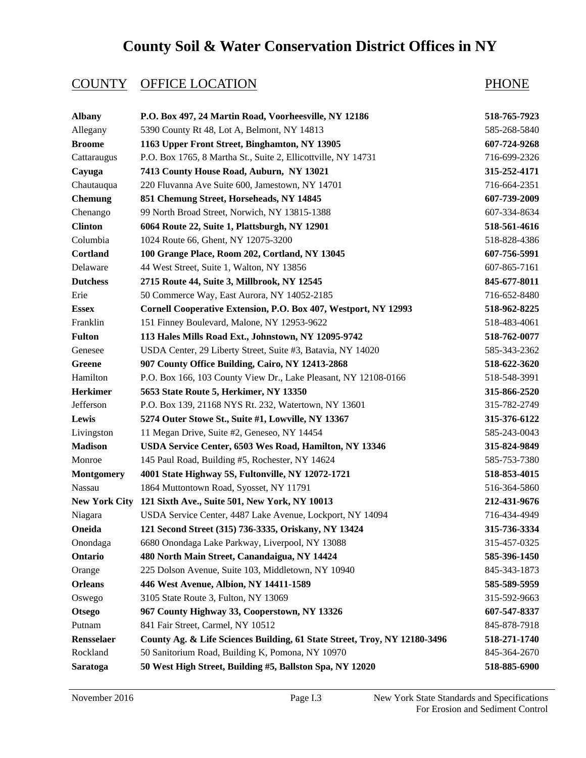# County Soil & Water Conservation District Offices in NY

| COUNTY | OFFICE LOCATION | PHONE |
|---|---|---|
| **Albany** | **P.O. Box 497, 24 Martin Road, Voorheesville, NY 12186** | **518-765-7923** |
| Allegany | 5390 County Rt 48, Lot A, Belmont, NY 14813 | 585-268-5840 |
| **Broome** | **1163 Upper Front Street, Binghamton, NY 13905** | **607-724-9268** |
| Cattaraugus | P.O. Box 1765, 8 Martha St., Suite 2, Ellicottville, NY 14731 | 716-699-2326 |
| **Cayuga** | **7413 County House Road, Auburn, NY 13021** | **315-252-4171** |
| Chautauqua | 220 Fluvanna Ave Suite 600, Jamestown, NY 14701 | 716-664-2351 |
| **Chemung** | **851 Chemung Street, Horseheads, NY 14845** | **607-739-2009** |
| Chenango | 99 North Broad Street, Norwich, NY 13815-1388 | 607-334-8634 |
| **Clinton** | **6064 Route 22, Suite 1, Plattsburgh, NY 12901** | **518-561-4616** |
| Columbia | 1024 Route 66, Ghent, NY 12075-3200 | 518-828-4386 |
| **Cortland** | **100 Grange Place, Room 202, Cortland, NY 13045** | **607-756-5991** |
| Delaware | 44 West Street, Suite 1, Walton, NY 13856 | 607-865-7161 |
| **Dutchess** | **2715 Route 44, Suite 3, Millbrook, NY 12545** | **845-677-8011** |
| Erie | 50 Commerce Way, East Aurora, NY 14052-2185 | 716-652-8480 |
| **Essex** | **Cornell Cooperative Extension, P.O. Box 407, Westport, NY 12993** | **518-962-8225** |
| Franklin | 151 Finney Boulevard, Malone, NY 12953-9622 | 518-483-4061 |
| **Fulton** | **113 Hales Mills Road Ext., Johnstown, NY 12095-9742** | **518-762-0077** |
| Genesee | USDA Center, 29 Liberty Street, Suite #3, Batavia, NY 14020 | 585-343-2362 |
| **Greene** | **907 County Office Building, Cairo, NY 12413-2868** | **518-622-3620** |
| Hamilton | P.O. Box 166, 103 County View Dr., Lake Pleasant, NY 12108-0166 | 518-548-3991 |
| **Herkimer** | **5653 State Route 5, Herkimer, NY 13350** | **315-866-2520** |
| Jefferson | P.O. Box 139, 21168 NYS Rt. 232, Watertown, NY 13601 | 315-782-2749 |
| **Lewis** | **5274 Outer Stowe St., Suite #1, Lowville, NY 13367** | **315-376-6122** |
| Livingston | 11 Megan Drive, Suite #2, Geneseo, NY 14454 | 585-243-0043 |
| **Madison** | **USDA Service Center, 6503 Wes Road, Hamilton, NY 13346** | **315-824-9849** |
| Monroe | 145 Paul Road, Building #5, Rochester, NY 14624 | 585-753-7380 |
| **Montgomery** | **4001 State Highway 5S, Fultonville, NY 12072-1721** | **518-853-4015** |
| Nassau | 1864 Muttontown Road, Syosset, NY 11791 | 516-364-5860 |
| **New York City** | **121 Sixth Ave., Suite 501, New York, NY 10013** | **212-431-9676** |
| Niagara | USDA Service Center, 4487 Lake Avenue, Lockport, NY 14094 | 716-434-4949 |
| **Oneida** | **121 Second Street (315) 736-3335, Oriskany, NY 13424** | **315-736-3334** |
| Onondaga | 6680 Onondaga Lake Parkway, Liverpool, NY 13088 | 315-457-0325 |
| **Ontario** | **480 North Main Street, Canandaigua, NY 14424** | **585-396-1450** |
| Orange | 225 Dolson Avenue, Suite 103, Middletown, NY 10940 | 845-343-1873 |
| **Orleans** | **446 West Avenue, Albion, NY 14411-1589** | **585-589-5959** |
| Oswego | 3105 State Route 3, Fulton, NY 13069 | 315-592-9663 |
| **Otsego** | **967 County Highway 33, Cooperstown, NY 13326** | **607-547-8337** |
| Putnam | 841 Fair Street, Carmel, NY 10512 | 845-878-7918 |
| **Rensselaer** | **County Ag. & Life Sciences Building, 61 State Street, Troy, NY 12180-3496** | **518-271-1740** |
| Rockland | 50 Sanitorium Road, Building K, Pomona, NY 10970 | 845-364-2670 |
| **Saratoga** | **50 West High Street, Building #5, Ballston Spa, NY 12020** | **518-885-6900** |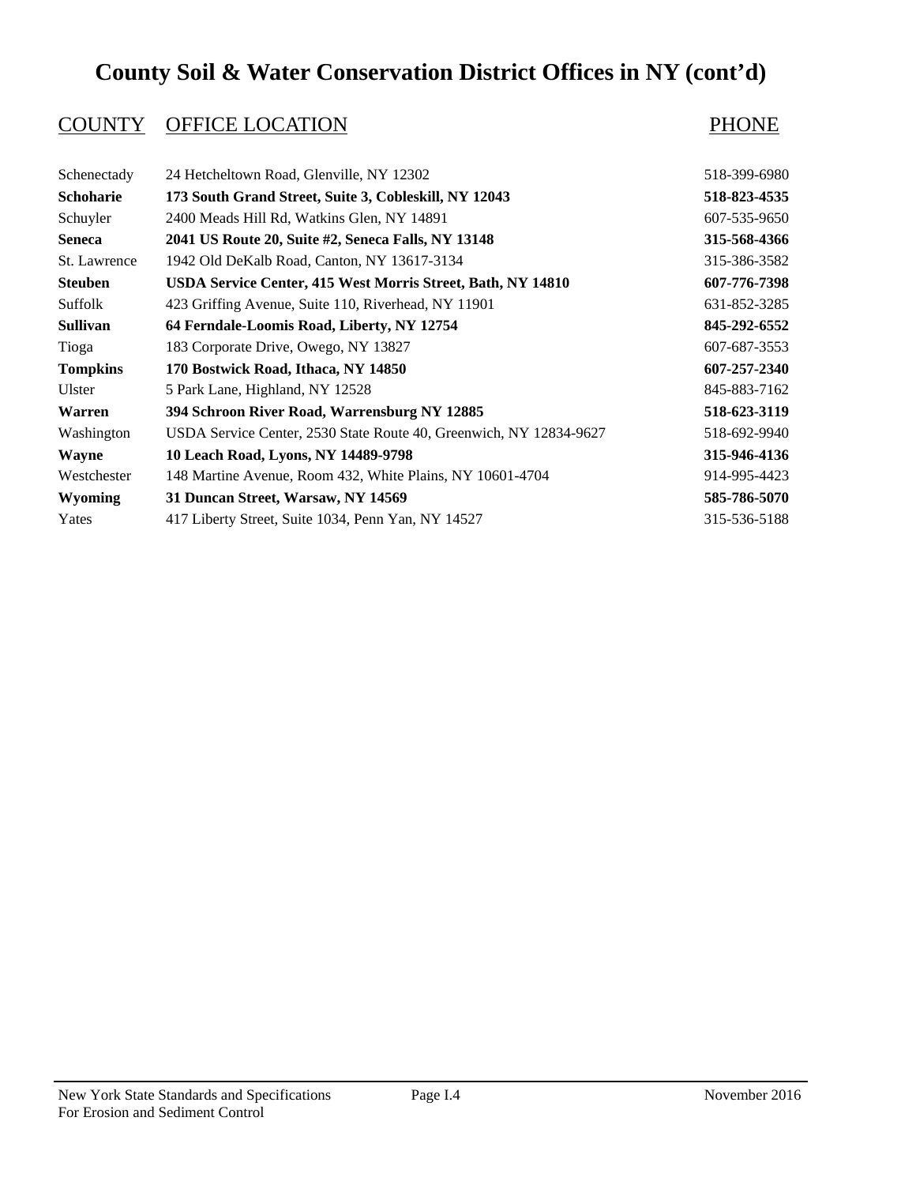# County Soil & Water Conservation District Offices in NY (cont'd)

| COUNTY | OFFICE LOCATION | PHONE |
|---|---|---|
| Schenectady | 24 Hetcheltown Road, Glenville, NY 12302 | 518-399-6980 |
| **Schoharie** | **173 South Grand Street, Suite 3, Cobleskill, NY 12043** | **518-823-4535** |
| Schuyler | 2400 Meads Hill Rd, Watkins Glen, NY 14891 | 607-535-9650 |
| **Seneca** | **2041 US Route 20, Suite #2, Seneca Falls, NY 13148** | **315-568-4366** |
| St. Lawrence | 1942 Old DeKalb Road, Canton, NY 13617-3134 | 315-386-3582 |
| **Steuben** | **USDA Service Center, 415 West Morris Street, Bath, NY 14810** | **607-776-7398** |
| Suffolk | 423 Griffing Avenue, Suite 110, Riverhead, NY 11901 | 631-852-3285 |
| **Sullivan** | **64 Ferndale-Loomis Road, Liberty, NY 12754** | **845-292-6552** |
| Tioga | 183 Corporate Drive, Owego, NY 13827 | 607-687-3553 |
| **Tompkins** | **170 Bostwick Road, Ithaca, NY 14850** | **607-257-2340** |
| Ulster | 5 Park Lane, Highland, NY 12528 | 845-883-7162 |
| **Warren** | **394 Schroon River Road, Warrensburg NY 12885** | **518-623-3119** |
| Washington | USDA Service Center, 2530 State Route 40, Greenwich, NY 12834-9627 | 518-692-9940 |
| **Wayne** | **10 Leach Road, Lyons, NY 14489-9798** | **315-946-4136** |
| Westchester | 148 Martine Avenue, Room 432, White Plains, NY 10601-4704 | 914-995-4423 |
| **Wyoming** | **31 Duncan Street, Warsaw, NY 14569** | **585-786-5070** |
| Yates | 417 Liberty Street, Suite 1034, Penn Yan, NY 14527 | 315-536-5188 |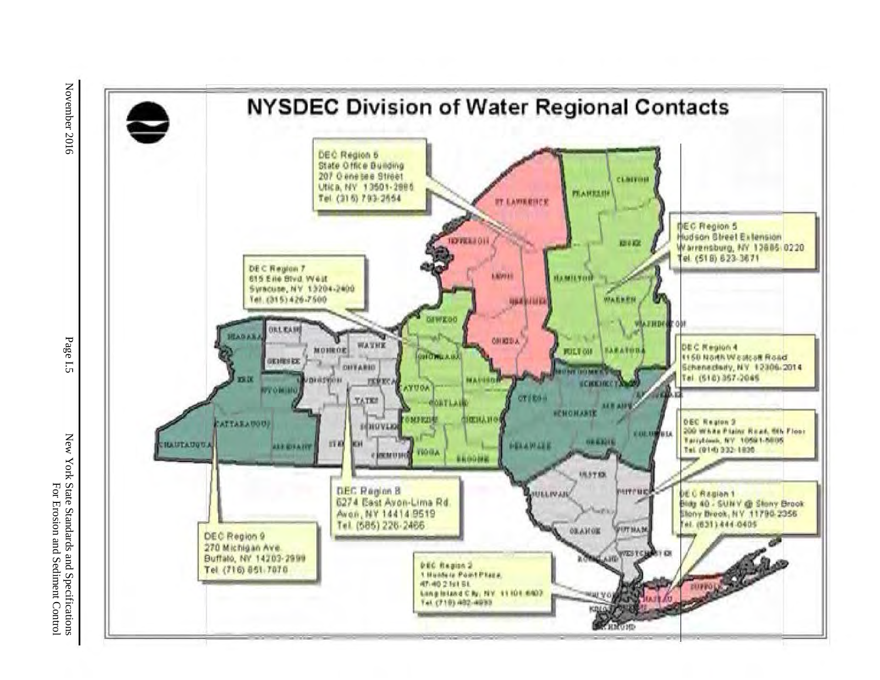# NYSDEC Division of Water Regional Contacts

DEC Region 6
State Office Building
207 Genesee Street
Utica, NY 13501-2885
Tel. (315) 793-2554

DEC Region 5
Hudson Street Extension
Warrensburg, NY 12885-0220
Tel. (518) 623-3671

DEC Region 7
615 Erie Blvd. West
Syracuse, NY 13204-2400
Tel. (315) 426-7500

DEC Region 4
1150 North Westcott Road
Schenectady, NY 12306-2014
Tel. (518) 357-2045

DEC Region 3
200 White Plains Road, 5th Floor
Tarrytown, NY 10591-5805
Tel. (914) 332-1835

DEC Region 8
6274 East Avon-Lima Rd.
Avon, NY 14414-9519
Tel. (585) 226-2466

DEC Region 1
Bldg 40 - SUNY @ Stony Brook
Stony Brook, NY 11790-2356
Tel. (631) 444-0405

DEC Region 9
270 Michigan Ave.
Buffalo, NY 14203-2999
Tel. (716) 851-7070

DEC Region 2
1 Hunters Point Plaza
47-40 21st St.
Long Island City, NY 11101-5407
Tel. (718) 482-4933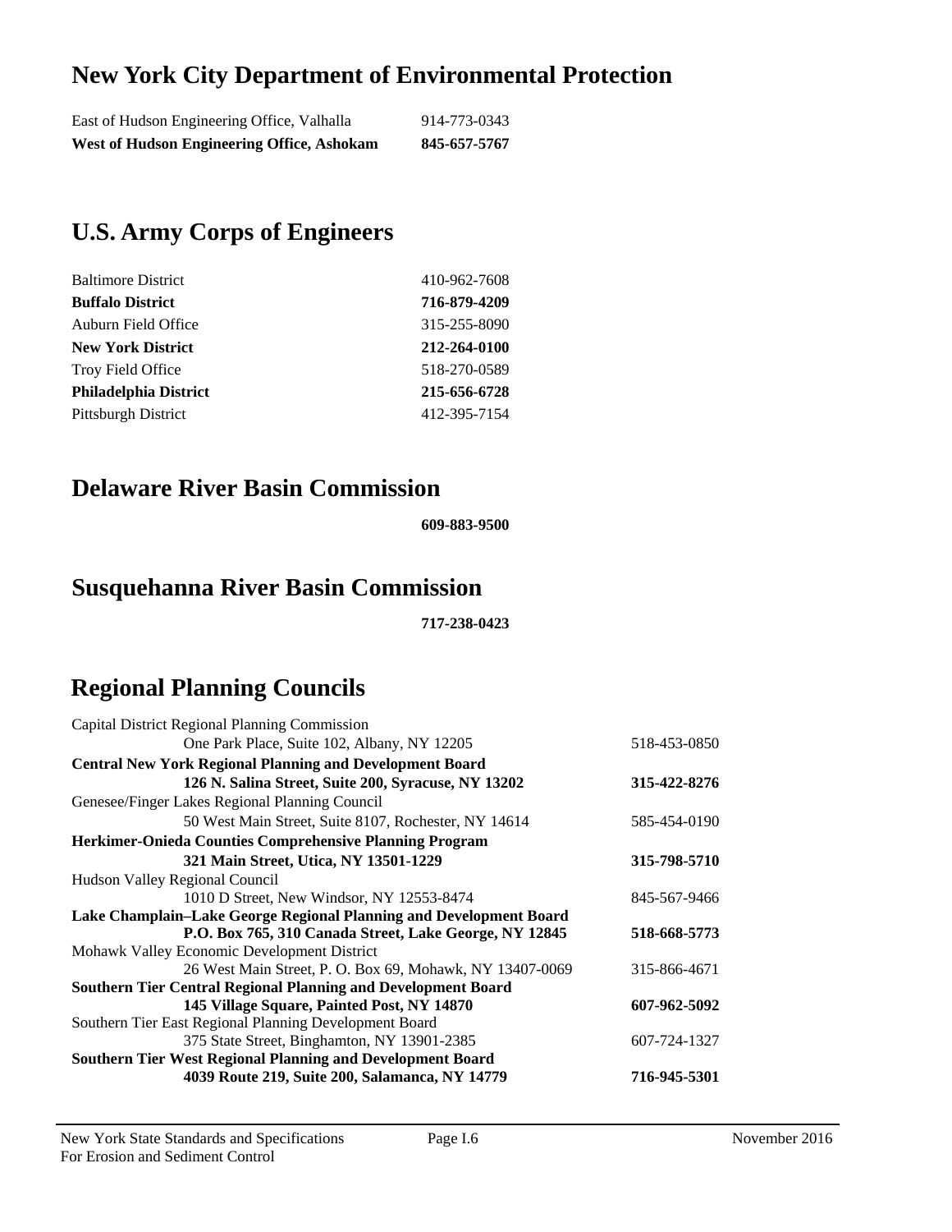## New York City Department of Environmental Protection

| | |
|---|---|
| East of Hudson Engineering Office, Valhalla | 914-773-0343 |
| **West of Hudson Engineering Office, Ashokam** | **845-657-5767** |

## U.S. Army Corps of Engineers

| | |
|---|---|
| Baltimore District | 410-962-7608 |
| **Buffalo District** | **716-879-4209** |
| Auburn Field Office | 315-255-8090 |
| **New York District** | **212-264-0100** |
| Troy Field Office | 518-270-0589 |
| **Philadelphia District** | **215-656-6728** |
| Pittsburgh District | 412-395-7154 |

## Delaware River Basin Commission

**609-883-9500**

## Susquehanna River Basin Commission

**717-238-0423**

## Regional Planning Councils

| | |
|---|---|
| Capital District Regional Planning Commission<br>One Park Place, Suite 102, Albany, NY 12205 | 518-453-0850 |
| **Central New York Regional Planning and Development Board**<br>**126 N. Salina Street, Suite 200, Syracuse, NY 13202** | **315-422-8276** |
| Genesee/Finger Lakes Regional Planning Council<br>50 West Main Street, Suite 8107, Rochester, NY 14614 | 585-454-0190 |
| **Herkimer-Onieda Counties Comprehensive Planning Program**<br>**321 Main Street, Utica, NY 13501-1229** | **315-798-5710** |
| Hudson Valley Regional Council<br>1010 D Street, New Windsor, NY 12553-8474 | 845-567-9466 |
| **Lake Champlain–Lake George Regional Planning and Development Board**<br>**P.O. Box 765, 310 Canada Street, Lake George, NY 12845** | **518-668-5773** |
| Mohawk Valley Economic Development District<br>26 West Main Street, P. O. Box 69, Mohawk, NY 13407-0069 | 315-866-4671 |
| **Southern Tier Central Regional Planning and Development Board**<br>**145 Village Square, Painted Post, NY 14870** | **607-962-5092** |
| Southern Tier East Regional Planning Development Board<br>375 State Street, Binghamton, NY 13901-2385 | 607-724-1327 |
| **Southern Tier West Regional Planning and Development Board**<br>**4039 Route 219, Suite 200, Salamanca, NY 14779** | **716-945-5301** |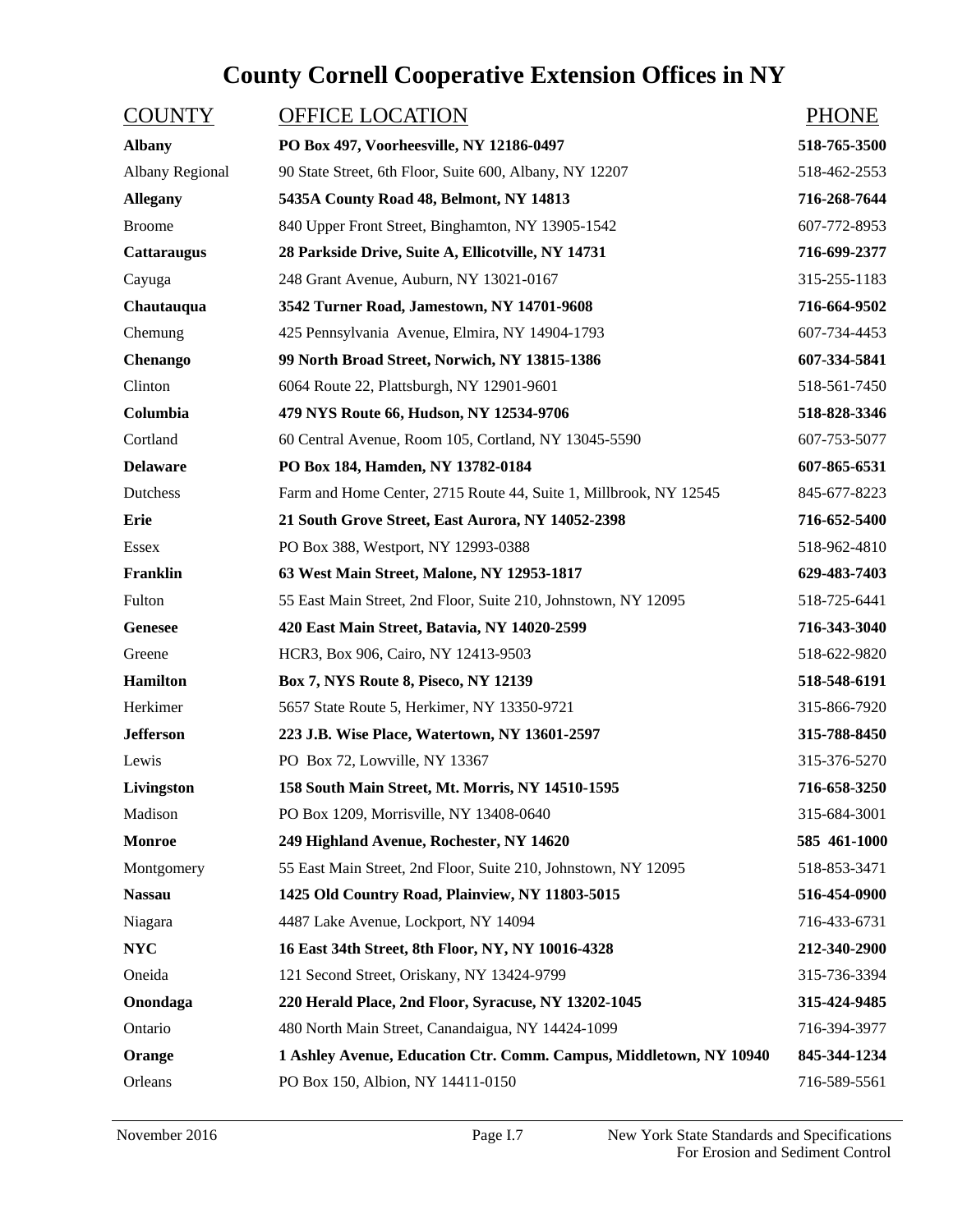# County Cornell Cooperative Extension Offices in NY

| COUNTY | OFFICE LOCATION | PHONE |
|---|---|---|
| **Albany** | **PO Box 497, Voorheesville, NY 12186-0497** | **518-765-3500** |
| Albany Regional | 90 State Street, 6th Floor, Suite 600, Albany, NY 12207 | 518-462-2553 |
| **Allegany** | **5435A County Road 48, Belmont, NY 14813** | **716-268-7644** |
| Broome | 840 Upper Front Street, Binghamton, NY 13905-1542 | 607-772-8953 |
| **Cattaraugus** | **28 Parkside Drive, Suite A, Ellicotville, NY 14731** | **716-699-2377** |
| Cayuga | 248 Grant Avenue, Auburn, NY 13021-0167 | 315-255-1183 |
| **Chautauqua** | **3542 Turner Road, Jamestown, NY 14701-9608** | **716-664-9502** |
| Chemung | 425 Pennsylvania Avenue, Elmira, NY 14904-1793 | 607-734-4453 |
| **Chenango** | **99 North Broad Street, Norwich, NY 13815-1386** | **607-334-5841** |
| Clinton | 6064 Route 22, Plattsburgh, NY 12901-9601 | 518-561-7450 |
| **Columbia** | **479 NYS Route 66, Hudson, NY 12534-9706** | **518-828-3346** |
| Cortland | 60 Central Avenue, Room 105, Cortland, NY 13045-5590 | 607-753-5077 |
| **Delaware** | **PO Box 184, Hamden, NY 13782-0184** | **607-865-6531** |
| Dutchess | Farm and Home Center, 2715 Route 44, Suite 1, Millbrook, NY 12545 | 845-677-8223 |
| **Erie** | **21 South Grove Street, East Aurora, NY 14052-2398** | **716-652-5400** |
| Essex | PO Box 388, Westport, NY 12993-0388 | 518-962-4810 |
| **Franklin** | **63 West Main Street, Malone, NY 12953-1817** | **629-483-7403** |
| Fulton | 55 East Main Street, 2nd Floor, Suite 210, Johnstown, NY 12095 | 518-725-6441 |
| **Genesee** | **420 East Main Street, Batavia, NY 14020-2599** | **716-343-3040** |
| Greene | HCR3, Box 906, Cairo, NY 12413-9503 | 518-622-9820 |
| **Hamilton** | **Box 7, NYS Route 8, Piseco, NY 12139** | **518-548-6191** |
| Herkimer | 5657 State Route 5, Herkimer, NY 13350-9721 | 315-866-7920 |
| **Jefferson** | **223 J.B. Wise Place, Watertown, NY 13601-2597** | **315-788-8450** |
| Lewis | PO Box 72, Lowville, NY 13367 | 315-376-5270 |
| **Livingston** | **158 South Main Street, Mt. Morris, NY 14510-1595** | **716-658-3250** |
| Madison | PO Box 1209, Morrisville, NY 13408-0640 | 315-684-3001 |
| **Monroe** | **249 Highland Avenue, Rochester, NY 14620** | **585 461-1000** |
| Montgomery | 55 East Main Street, 2nd Floor, Suite 210, Johnstown, NY 12095 | 518-853-3471 |
| **Nassau** | **1425 Old Country Road, Plainview, NY 11803-5015** | **516-454-0900** |
| Niagara | 4487 Lake Avenue, Lockport, NY 14094 | 716-433-6731 |
| **NYC** | **16 East 34th Street, 8th Floor, NY, NY 10016-4328** | **212-340-2900** |
| Oneida | 121 Second Street, Oriskany, NY 13424-9799 | 315-736-3394 |
| **Onondaga** | **220 Herald Place, 2nd Floor, Syracuse, NY 13202-1045** | **315-424-9485** |
| Ontario | 480 North Main Street, Canandaigua, NY 14424-1099 | 716-394-3977 |
| **Orange** | **1 Ashley Avenue, Education Ctr. Comm. Campus, Middletown, NY 10940** | **845-344-1234** |
| Orleans | PO Box 150, Albion, NY 14411-0150 | 716-589-5561 |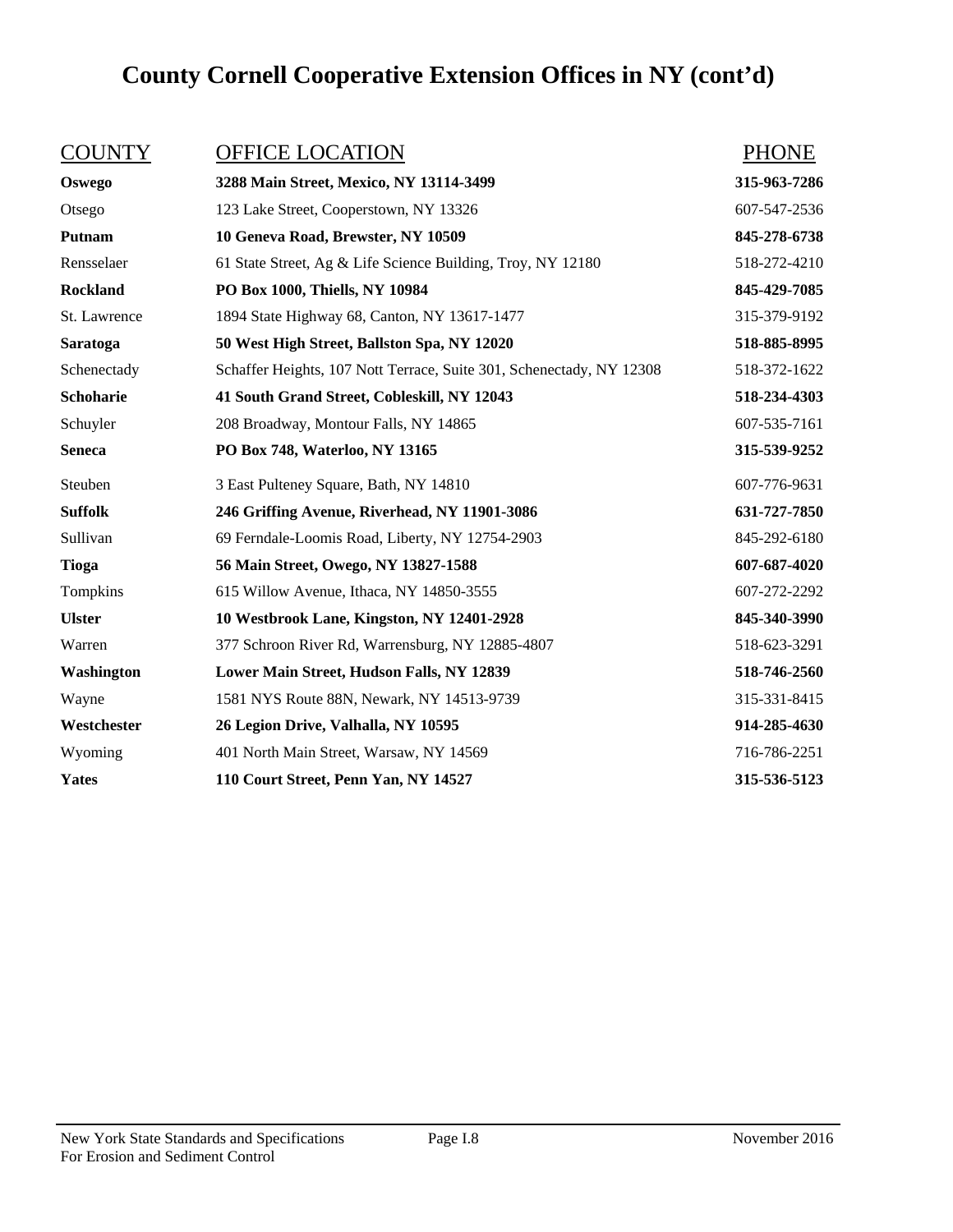# County Cornell Cooperative Extension Offices in NY (cont'd)

| COUNTY | OFFICE LOCATION | PHONE |
|---|---|---|
| **Oswego** | **3288 Main Street, Mexico, NY 13114-3499** | **315-963-7286** |
| Otsego | 123 Lake Street, Cooperstown, NY 13326 | 607-547-2536 |
| **Putnam** | **10 Geneva Road, Brewster, NY 10509** | **845-278-6738** |
| Rensselaer | 61 State Street, Ag & Life Science Building, Troy, NY 12180 | 518-272-4210 |
| **Rockland** | **PO Box 1000, Thiells, NY 10984** | **845-429-7085** |
| St. Lawrence | 1894 State Highway 68, Canton, NY 13617-1477 | 315-379-9192 |
| **Saratoga** | **50 West High Street, Ballston Spa, NY 12020** | **518-885-8995** |
| Schenectady | Schaffer Heights, 107 Nott Terrace, Suite 301, Schenectady, NY 12308 | 518-372-1622 |
| **Schoharie** | **41 South Grand Street, Cobleskill, NY 12043** | **518-234-4303** |
| Schuyler | 208 Broadway, Montour Falls, NY 14865 | 607-535-7161 |
| **Seneca** | **PO Box 748, Waterloo, NY 13165** | **315-539-9252** |
| Steuben | 3 East Pulteney Square, Bath, NY 14810 | 607-776-9631 |
| **Suffolk** | **246 Griffing Avenue, Riverhead, NY 11901-3086** | **631-727-7850** |
| Sullivan | 69 Ferndale-Loomis Road, Liberty, NY 12754-2903 | 845-292-6180 |
| **Tioga** | **56 Main Street, Owego, NY 13827-1588** | **607-687-4020** |
| Tompkins | 615 Willow Avenue, Ithaca, NY 14850-3555 | 607-272-2292 |
| **Ulster** | **10 Westbrook Lane, Kingston, NY 12401-2928** | **845-340-3990** |
| Warren | 377 Schroon River Rd, Warrensburg, NY 12885-4807 | 518-623-3291 |
| **Washington** | **Lower Main Street, Hudson Falls, NY 12839** | **518-746-2560** |
| Wayne | 1581 NYS Route 88N, Newark, NY 14513-9739 | 315-331-8415 |
| **Westchester** | **26 Legion Drive, Valhalla, NY 10595** | **914-285-4630** |
| Wyoming | 401 North Main Street, Warsaw, NY 14569 | 716-786-2251 |
| **Yates** | **110 Court Street, Penn Yan, NY 14527** | **315-536-5123** |